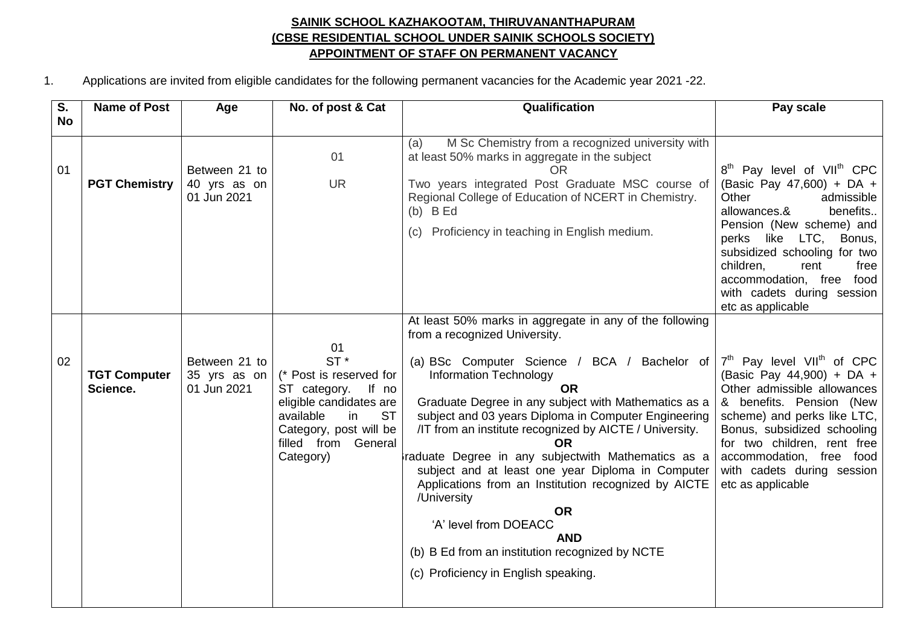**SAINIK SCHOOL KAZHAKOOTAM, THIRUVANANTHAPURAM**
**(CBSE RESIDENTIAL SCHOOL UNDER SAINIK SCHOOLS SOCIETY)**
**APPOINTMENT OF STAFF ON PERMANENT VACANCY**

1. Applications are invited from eligible candidates for the following permanent vacancies for the Academic year 2021 -22.

| S. No | Name of Post | Age | No. of post & Cat | Qualification | Pay scale |
|---|---|---|---|---|---|
| 01 | **PGT Chemistry** | Between 21 to 40 yrs as on 01 Jun 2021 | 01<br>UR | (a) M Sc Chemistry from a recognized university with at least 50% marks in aggregate in the subject<br>OR<br>Two years integrated Post Graduate MSC course of Regional College of Education of NCERT in Chemistry.<br>(b) B Ed<br>(c) Proficiency in teaching in English medium. | 8th Pay level of VIIth CPC (Basic Pay 47,600) + DA + Other admissible allowances.& benefits.. Pension (New scheme) and perks like LTC, Bonus, subsidized schooling for two children, rent free accommodation, free food with cadets during session etc as applicable |
| 02 | **TGT Computer Science.** | Between 21 to 35 yrs as on 01 Jun 2021 | 01<br>ST *<br>(* Post is reserved for ST category. If no eligible candidates are available in ST Category, post will be filled from General Category) | At least 50% marks in aggregate in any of the following from a recognized University.<br>(a) BSc Computer Science / BCA / Bachelor of Information Technology<br>**OR**<br>Graduate Degree in any subject with Mathematics as a subject and 03 years Diploma in Computer Engineering /IT from an institute recognized by AICTE / University.<br>**OR**<br>Graduate Degree in any subjectwith Mathematics as a subject and at least one year Diploma in Computer Applications from an Institution recognized by AICTE /University<br>**OR**<br>'A' level from DOEACC<br>**AND**<br>(b) B Ed from an institution recognized by NCTE<br>(c) Proficiency in English speaking. | 7th Pay level VIIth of CPC (Basic Pay 44,900) + DA + Other admissible allowances & benefits. Pension (New scheme) and perks like LTC, Bonus, subsidized schooling for two children, rent free accommodation, free food with cadets during session etc as applicable |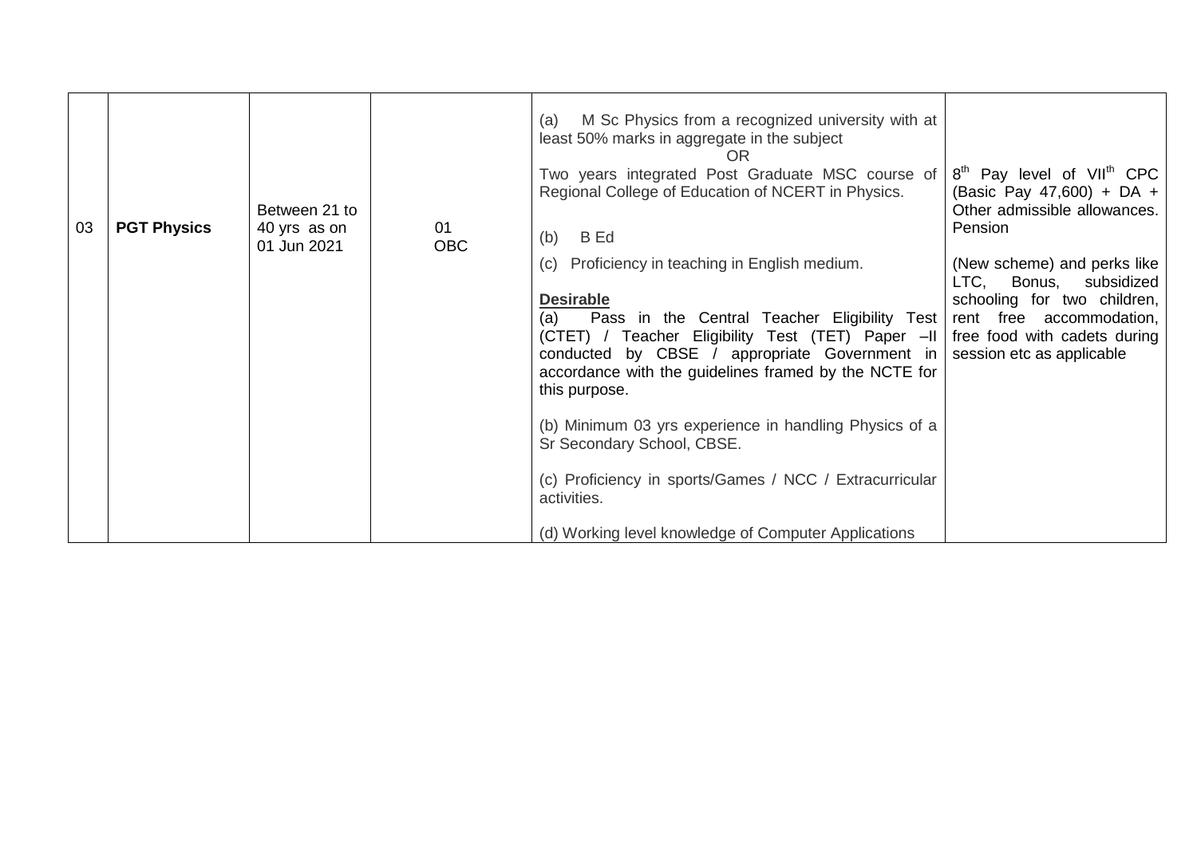| 03 | **PGT Physics** | Between 21 to 40 yrs as on 01 Jun 2021 | 01 OBC | (a) M Sc Physics from a recognized university with at least 50% marks in aggregate in the subject<br>OR<br>Two years integrated Post Graduate MSC course of Regional College of Education of NCERT in Physics.<br><br>(b) B Ed<br><br>(c) Proficiency in teaching in English medium.<br><br>**Desirable**<br>(a) Pass in the Central Teacher Eligibility Test (CTET) / Teacher Eligibility Test (TET) Paper –II conducted by CBSE / appropriate Government in accordance with the guidelines framed by the NCTE for this purpose.<br><br>(b) Minimum 03 yrs experience in handling Physics of a Sr Secondary School, CBSE.<br><br>(c) Proficiency in sports/Games / NCC / Extracurricular activities.<br><br>(d) Working level knowledge of Computer Applications | $8^{th}$ Pay level of $VII^{th}$ CPC (Basic Pay 47,600) + DA + Other admissible allowances. Pension<br><br>(New scheme) and perks like LTC, Bonus, subsidized schooling for two children, rent free accommodation, free food with cadets during session etc as applicable |
|---|---|---|---|---|---|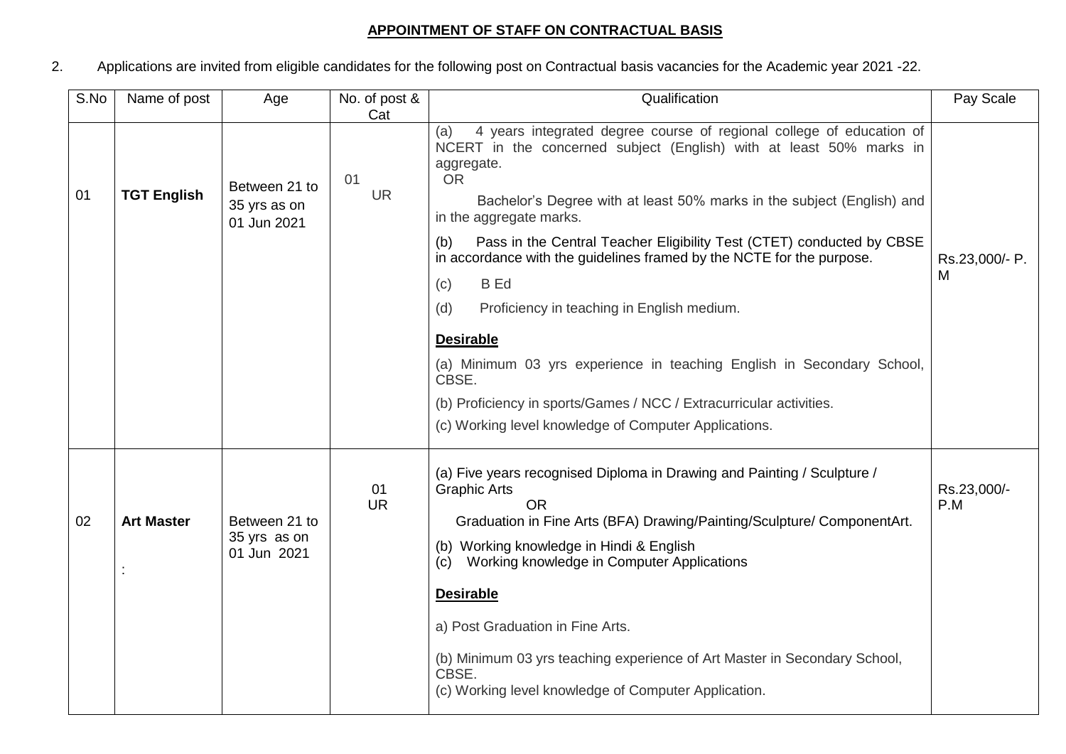## APPOINTMENT OF STAFF ON CONTRACTUAL BASIS

2. Applications are invited from eligible candidates for the following post on Contractual basis vacancies for the Academic year 2021 -22.

| S.No | Name of post | Age | No. of post & Cat | Qualification | Pay Scale |
|---|---|---|---|---|---|
| 01 | **TGT English** | Between 21 to 35 yrs as on 01 Jun 2021 | 01 UR | (a) 4 years integrated degree course of regional college of education of NCERT in the concerned subject (English) with at least 50% marks in aggregate.<br>OR<br>Bachelor's Degree with at least 50% marks in the subject (English) and in the aggregate marks.<br>(b) Pass in the Central Teacher Eligibility Test (CTET) conducted by CBSE in accordance with the guidelines framed by the NCTE for the purpose.<br>(c) B Ed<br>(d) Proficiency in teaching in English medium.<br>**Desirable**<br>(a) Minimum 03 yrs experience in teaching English in Secondary School, CBSE.<br>(b) Proficiency in sports/Games / NCC / Extracurricular activities.<br>(c) Working level knowledge of Computer Applications. | Rs.23,000/- P. M |
| 02 | **Art Master**<br>: | Between 21 to 35 yrs as on 01 Jun 2021 | 01 UR | (a) Five years recognised Diploma in Drawing and Painting / Sculpture / Graphic Arts<br>OR<br>Graduation in Fine Arts (BFA) Drawing/Painting/Sculpture/ ComponentArt.<br>(b) Working knowledge in Hindi & English<br>(c) Working knowledge in Computer Applications<br>**Desirable**<br>a) Post Graduation in Fine Arts.<br>(b) Minimum 03 yrs teaching experience of Art Master in Secondary School, CBSE.<br>(c) Working level knowledge of Computer Application. | Rs.23,000/- P.M |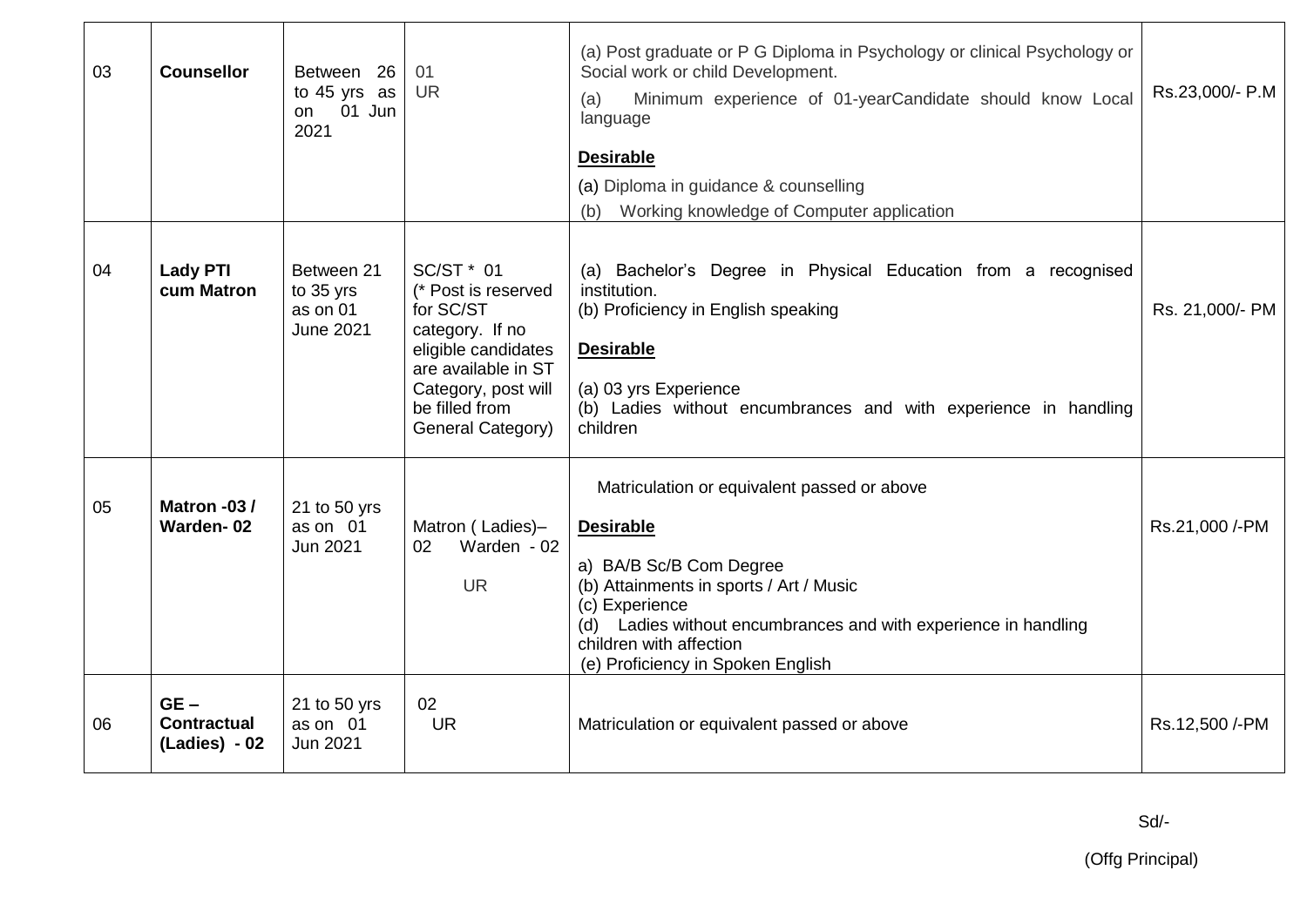| | | | | | |
|---|---|---|---|---|---|
| 03 | **Counsellor** | Between 26 to 45 yrs as on 01 Jun 2021 | 01 UR | (a) Post graduate or P G Diploma in Psychology or clinical Psychology or Social work or child Development.<br>(a) Minimum experience of 01-yearCandidate should know Local language<br>**Desirable**<br>(a) Diploma in guidance & counselling<br>(b) Working knowledge of Computer application | Rs.23,000/- P.M |
| 04 | **Lady PTI cum Matron** | Between 21 to 35 yrs as on 01 June 2021 | SC/ST * 01 (* Post is reserved for SC/ST category. If no eligible candidates are available in ST Category, post will be filled from General Category) | (a) Bachelor's Degree in Physical Education from a recognised institution.<br>(b) Proficiency in English speaking<br>**Desirable**<br>(a) 03 yrs Experience<br>(b) Ladies without encumbrances and with experience in handling children | Rs. 21,000/- PM |
| 05 | **Matron -03 / Warden- 02** | 21 to 50 yrs as on 01 Jun 2021 | Matron ( Ladies)– 02 Warden - 02<br>UR | Matriculation or equivalent passed or above<br>**Desirable**<br>a) BA/B Sc/B Com Degree<br>(b) Attainments in sports / Art / Music<br>(c) Experience<br>(d) Ladies without encumbrances and with experience in handling children with affection<br>(e) Proficiency in Spoken English | Rs.21,000 /-PM |
| 06 | **GE – Contractual (Ladies) - 02** | 21 to 50 yrs as on 01 Jun 2021 | 02 UR | Matriculation or equivalent passed or above | Rs.12,500 /-PM |

Sd/-

(Offg Principal)